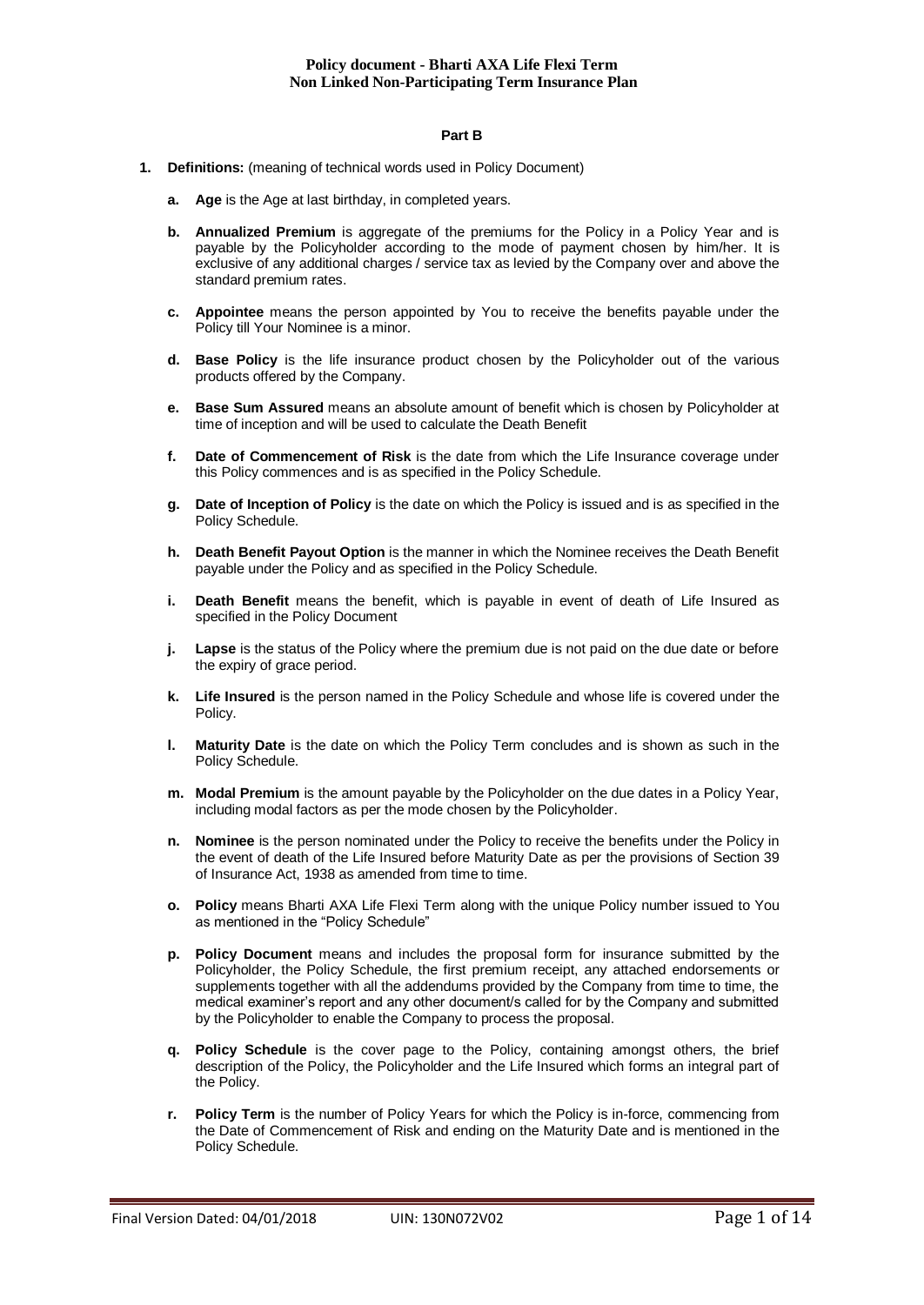**Policy document - Bharti AXA Life Flexi Term**
**Non Linked Non-Participating Term Insurance Plan**

**Part B**

1. **Definitions:** (meaning of technical words used in Policy Document)

   a. **Age** is the Age at last birthday, in completed years.

   b. **Annualized Premium** is aggregate of the premiums for the Policy in a Policy Year and is payable by the Policyholder according to the mode of payment chosen by him/her. It is exclusive of any additional charges / service tax as levied by the Company over and above the standard premium rates.

   c. **Appointee** means the person appointed by You to receive the benefits payable under the Policy till Your Nominee is a minor.

   d. **Base Policy** is the life insurance product chosen by the Policyholder out of the various products offered by the Company.

   e. **Base Sum Assured** means an absolute amount of benefit which is chosen by Policyholder at time of inception and will be used to calculate the Death Benefit

   f. **Date of Commencement of Risk** is the date from which the Life Insurance coverage under this Policy commences and is as specified in the Policy Schedule.

   g. **Date of Inception of Policy** is the date on which the Policy is issued and is as specified in the Policy Schedule.

   h. **Death Benefit Payout Option** is the manner in which the Nominee receives the Death Benefit payable under the Policy and as specified in the Policy Schedule.

   i. **Death Benefit** means the benefit, which is payable in event of death of Life Insured as specified in the Policy Document

   j. **Lapse** is the status of the Policy where the premium due is not paid on the due date or before the expiry of grace period.

   k. **Life Insured** is the person named in the Policy Schedule and whose life is covered under the Policy.

   l. **Maturity Date** is the date on which the Policy Term concludes and is shown as such in the Policy Schedule.

   m. **Modal Premium** is the amount payable by the Policyholder on the due dates in a Policy Year, including modal factors as per the mode chosen by the Policyholder.

   n. **Nominee** is the person nominated under the Policy to receive the benefits under the Policy in the event of death of the Life Insured before Maturity Date as per the provisions of Section 39 of Insurance Act, 1938 as amended from time to time.

   o. **Policy** means Bharti AXA Life Flexi Term along with the unique Policy number issued to You as mentioned in the "Policy Schedule"

   p. **Policy Document** means and includes the proposal form for insurance submitted by the Policyholder, the Policy Schedule, the first premium receipt, any attached endorsements or supplements together with all the addendums provided by the Company from time to time, the medical examiner's report and any other document/s called for by the Company and submitted by the Policyholder to enable the Company to process the proposal.

   q. **Policy Schedule** is the cover page to the Policy, containing amongst others, the brief description of the Policy, the Policyholder and the Life Insured which forms an integral part of the Policy.

   r. **Policy Term** is the number of Policy Years for which the Policy is in-force, commencing from the Date of Commencement of Risk and ending on the Maturity Date and is mentioned in the Policy Schedule.

Final Version Dated: 04/01/2018 UIN: 130N072V02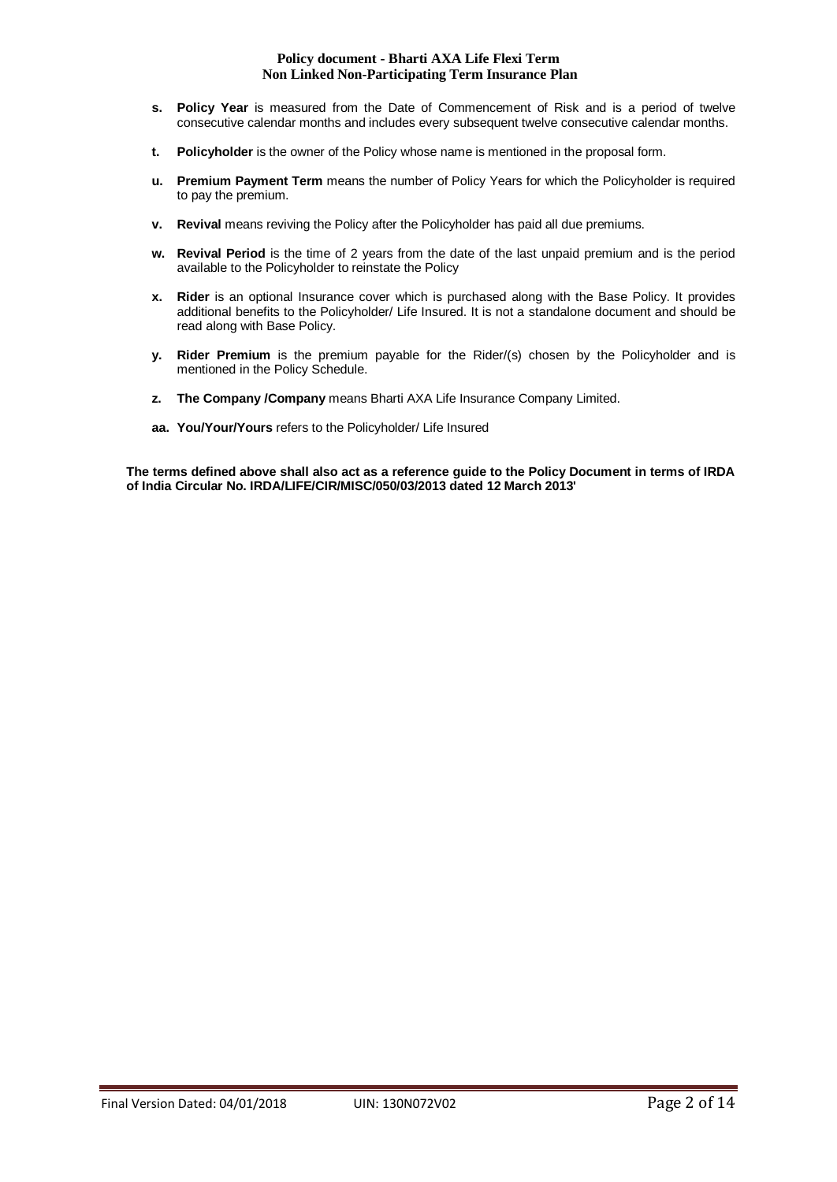- **s. Policy Year** is measured from the Date of Commencement of Risk and is a period of twelve consecutive calendar months and includes every subsequent twelve consecutive calendar months.
- **t. Policyholder** is the owner of the Policy whose name is mentioned in the proposal form.
- **u. Premium Payment Term** means the number of Policy Years for which the Policyholder is required to pay the premium.
- **v. Revival** means reviving the Policy after the Policyholder has paid all due premiums.
- **w. Revival Period** is the time of 2 years from the date of the last unpaid premium and is the period available to the Policyholder to reinstate the Policy
- **x. Rider** is an optional Insurance cover which is purchased along with the Base Policy. It provides additional benefits to the Policyholder/ Life Insured. It is not a standalone document and should be read along with Base Policy.
- **y. Rider Premium** is the premium payable for the Rider/(s) chosen by the Policyholder and is mentioned in the Policy Schedule.
- **z. The Company /Company** means Bharti AXA Life Insurance Company Limited.
- **aa. You/Your/Yours** refers to the Policyholder/ Life Insured

**The terms defined above shall also act as a reference guide to the Policy Document in terms of IRDA of India Circular No. IRDA/LIFE/CIR/MISC/050/03/2013 dated 12 March 2013'**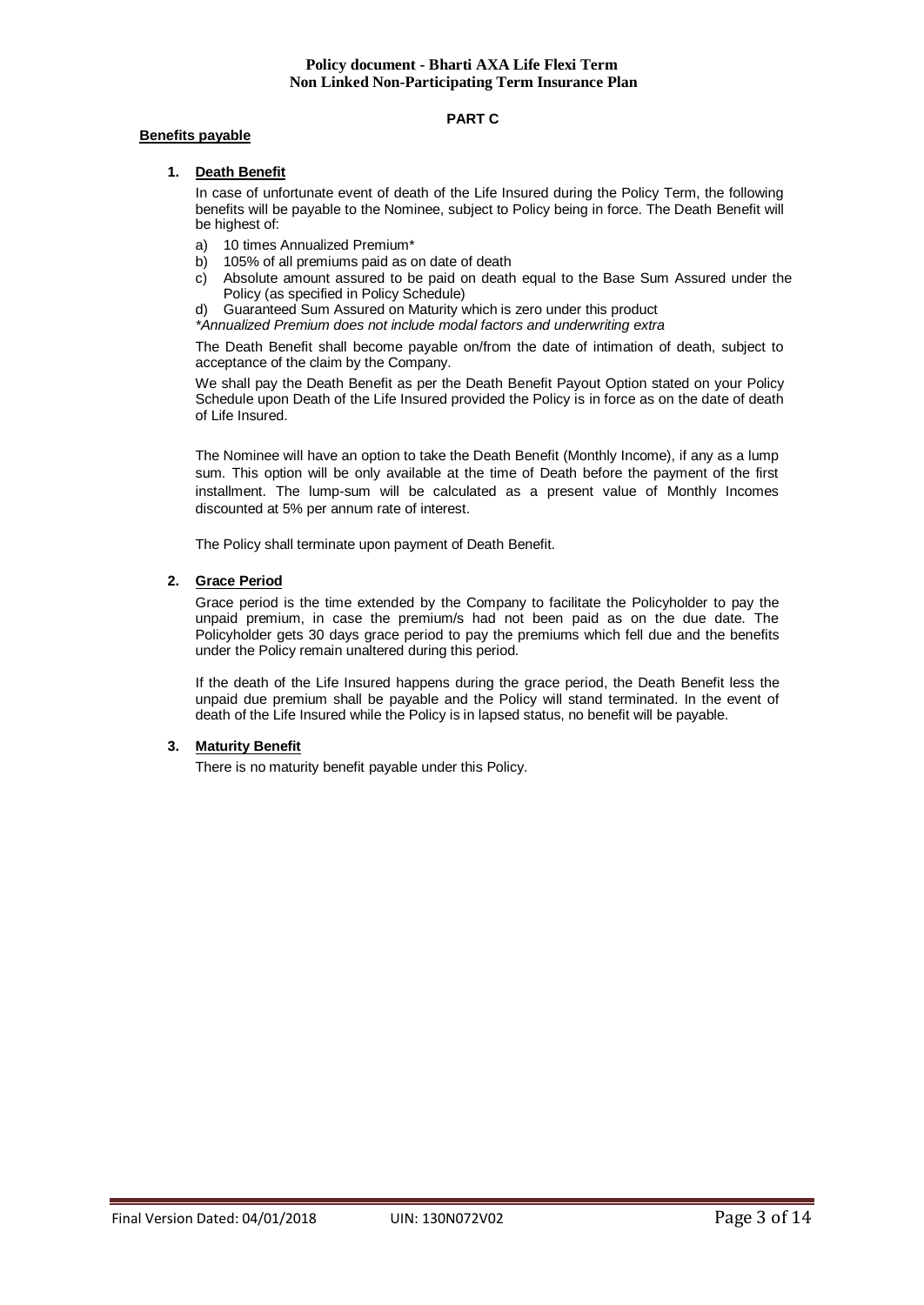## PART C

**Benefits payable**

1. **Death Benefit**

   In case of unfortunate event of death of the Life Insured during the Policy Term, the following benefits will be payable to the Nominee, subject to Policy being in force. The Death Benefit will be highest of:

   a) 10 times Annualized Premium*
   b) 105% of all premiums paid as on date of death
   c) Absolute amount assured to be paid on death equal to the Base Sum Assured under the Policy (as specified in Policy Schedule)
   d) Guaranteed Sum Assured on Maturity which is zero under this product

   *\*Annualized Premium does not include modal factors and underwriting extra*

   The Death Benefit shall become payable on/from the date of intimation of death, subject to acceptance of the claim by the Company.

   We shall pay the Death Benefit as per the Death Benefit Payout Option stated on your Policy Schedule upon Death of the Life Insured provided the Policy is in force as on the date of death of Life Insured.

   The Nominee will have an option to take the Death Benefit (Monthly Income), if any as a lump sum. This option will be only available at the time of Death before the payment of the first installment. The lump-sum will be calculated as a present value of Monthly Incomes discounted at 5% per annum rate of interest.

   The Policy shall terminate upon payment of Death Benefit.

2. **Grace Period**

   Grace period is the time extended by the Company to facilitate the Policyholder to pay the unpaid premium, in case the premium/s had not been paid as on the due date. The Policyholder gets 30 days grace period to pay the premiums which fell due and the benefits under the Policy remain unaltered during this period.

   If the death of the Life Insured happens during the grace period, the Death Benefit less the unpaid due premium shall be payable and the Policy will stand terminated. In the event of death of the Life Insured while the Policy is in lapsed status, no benefit will be payable.

3. **Maturity Benefit**

   There is no maturity benefit payable under this Policy.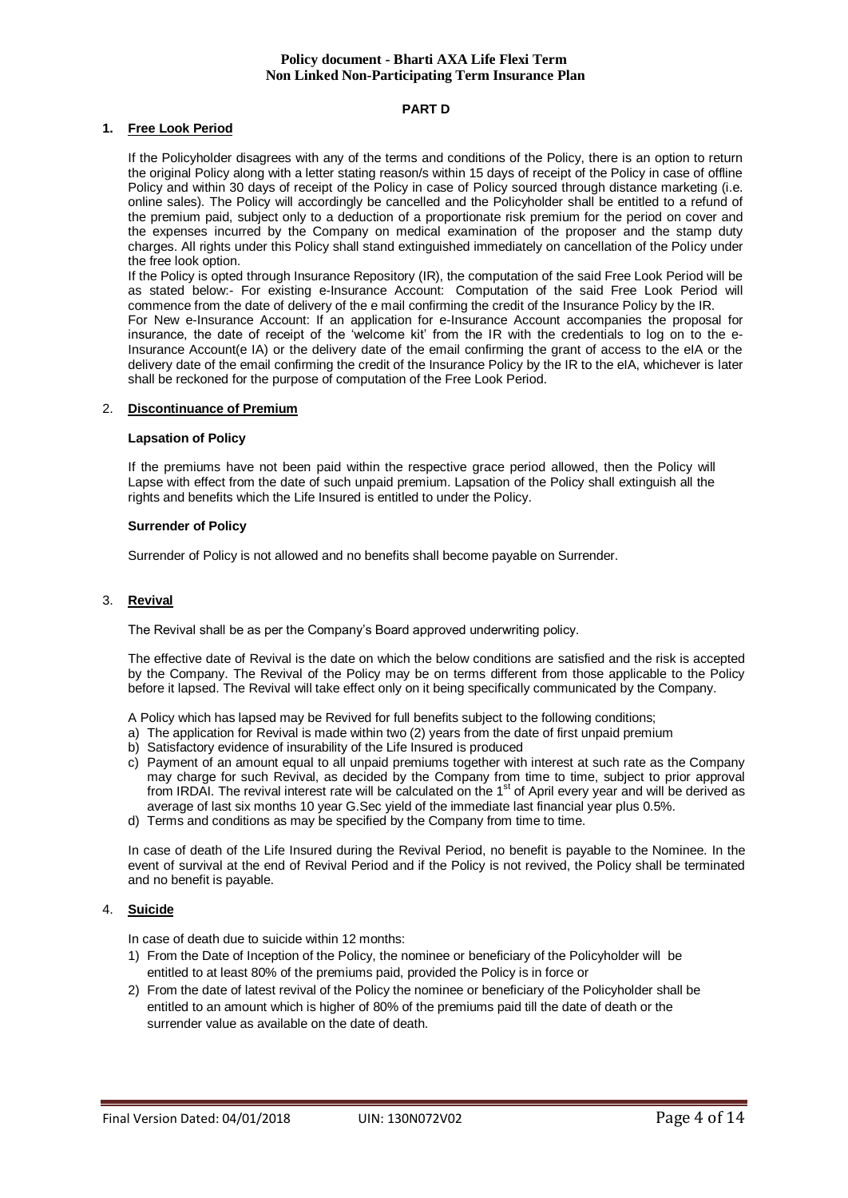## PART D

### 1. Free Look Period

If the Policyholder disagrees with any of the terms and conditions of the Policy, there is an option to return the original Policy along with a letter stating reason/s within 15 days of receipt of the Policy in case of offline Policy and within 30 days of receipt of the Policy in case of Policy sourced through distance marketing (i.e. online sales). The Policy will accordingly be cancelled and the Policyholder shall be entitled to a refund of the premium paid, subject only to a deduction of a proportionate risk premium for the period on cover and the expenses incurred by the Company on medical examination of the proposer and the stamp duty charges. All rights under this Policy shall stand extinguished immediately on cancellation of the Policy under the free look option.

If the Policy is opted through Insurance Repository (IR), the computation of the said Free Look Period will be as stated below:- For existing e-Insurance Account: Computation of the said Free Look Period will commence from the date of delivery of the e mail confirming the credit of the Insurance Policy by the IR.

For New e-Insurance Account: If an application for e-Insurance Account accompanies the proposal for insurance, the date of receipt of the 'welcome kit' from the IR with the credentials to log on to the e-Insurance Account(e IA) or the delivery date of the email confirming the grant of access to the eIA or the delivery date of the email confirming the credit of the Insurance Policy by the IR to the eIA, whichever is later shall be reckoned for the purpose of computation of the Free Look Period.

### 2. Discontinuance of Premium

**Lapsation of Policy**

If the premiums have not been paid within the respective grace period allowed, then the Policy will Lapse with effect from the date of such unpaid premium. Lapsation of the Policy shall extinguish all the rights and benefits which the Life Insured is entitled to under the Policy.

**Surrender of Policy**

Surrender of Policy is not allowed and no benefits shall become payable on Surrender.

### 3. Revival

The Revival shall be as per the Company's Board approved underwriting policy.

The effective date of Revival is the date on which the below conditions are satisfied and the risk is accepted by the Company. The Revival of the Policy may be on terms different from those applicable to the Policy before it lapsed. The Revival will take effect only on it being specifically communicated by the Company.

A Policy which has lapsed may be Revived for full benefits subject to the following conditions;

a) The application for Revival is made within two (2) years from the date of first unpaid premium
b) Satisfactory evidence of insurability of the Life Insured is produced
c) Payment of an amount equal to all unpaid premiums together with interest at such rate as the Company may charge for such Revival, as decided by the Company from time to time, subject to prior approval from IRDAI. The revival interest rate will be calculated on the 1st of April every year and will be derived as average of last six months 10 year G.Sec yield of the immediate last financial year plus 0.5%.
d) Terms and conditions as may be specified by the Company from time to time.

In case of death of the Life Insured during the Revival Period, no benefit is payable to the Nominee. In the event of survival at the end of Revival Period and if the Policy is not revived, the Policy shall be terminated and no benefit is payable.

### 4. Suicide

In case of death due to suicide within 12 months:

1) From the Date of Inception of the Policy, the nominee or beneficiary of the Policyholder will be entitled to at least 80% of the premiums paid, provided the Policy is in force or
2) From the date of latest revival of the Policy the nominee or beneficiary of the Policyholder shall be entitled to an amount which is higher of 80% of the premiums paid till the date of death or the surrender value as available on the date of death.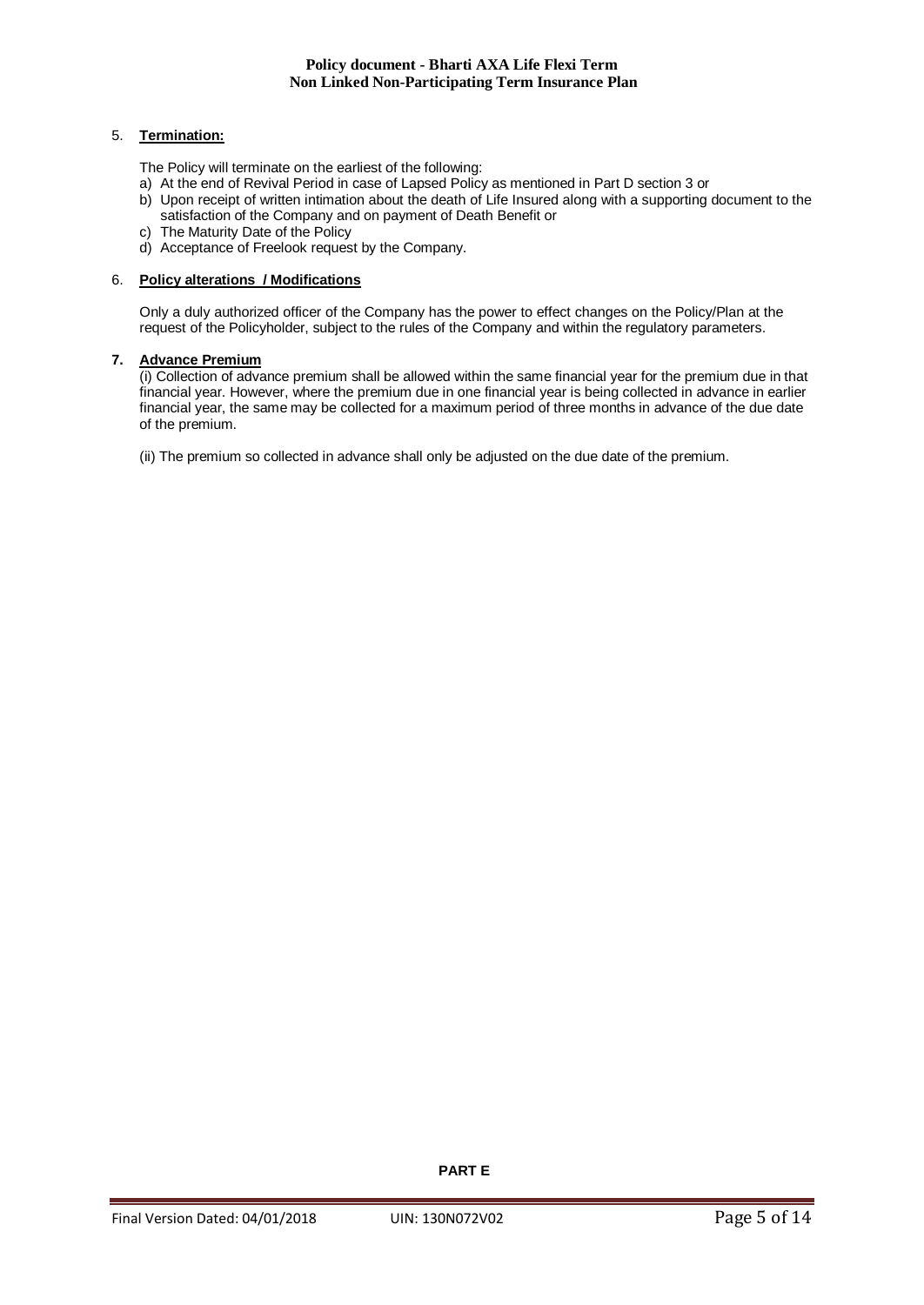5. **Termination:**

   The Policy will terminate on the earliest of the following:

   a) At the end of Revival Period in case of Lapsed Policy as mentioned in Part D section 3 or
   b) Upon receipt of written intimation about the death of Life Insured along with a supporting document to the satisfaction of the Company and on payment of Death Benefit or
   c) The Maturity Date of the Policy
   d) Acceptance of Freelook request by the Company.

6. **Policy alterations / Modifications**

   Only a duly authorized officer of the Company has the power to effect changes on the Policy/Plan at the request of the Policyholder, subject to the rules of the Company and within the regulatory parameters.

7. **Advance Premium**

   (i) Collection of advance premium shall be allowed within the same financial year for the premium due in that financial year. However, where the premium due in one financial year is being collected in advance in earlier financial year, the same may be collected for a maximum period of three months in advance of the due date of the premium.

   (ii) The premium so collected in advance shall only be adjusted on the due date of the premium.

**PART E**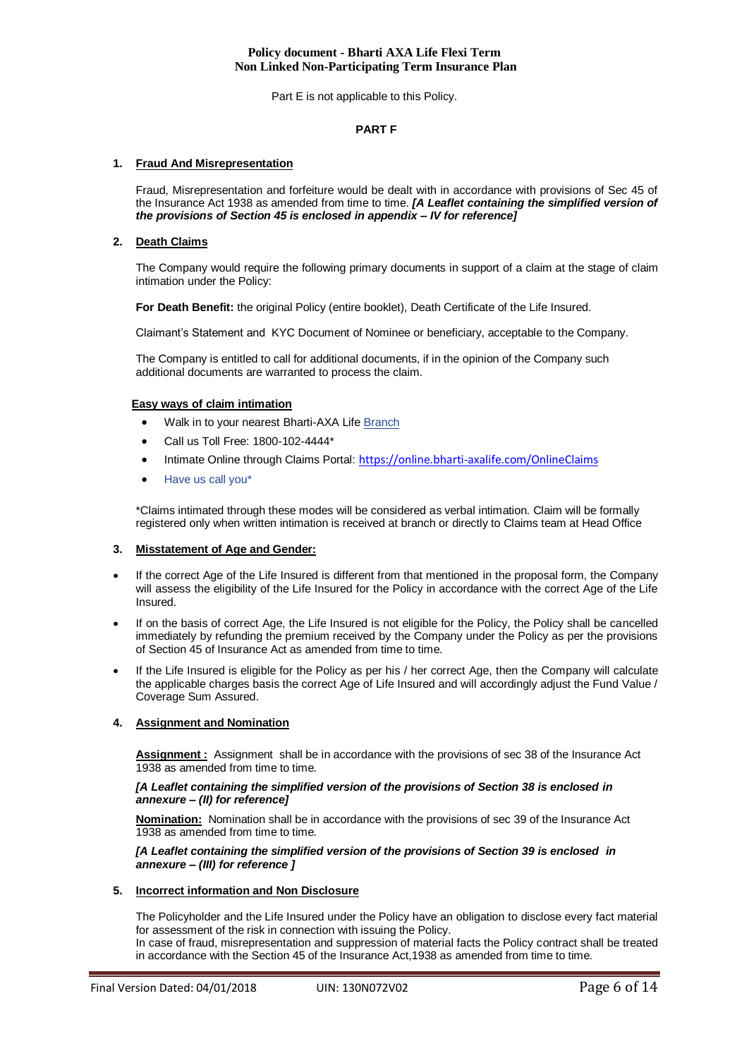Part E is not applicable to this Policy.

## PART F

### 1. Fraud And Misrepresentation

Fraud, Misrepresentation and forfeiture would be dealt with in accordance with provisions of Sec 45 of the Insurance Act 1938 as amended from time to time. ***[A Leaflet containing the simplified version of the provisions of Section 45 is enclosed in appendix – IV for reference]***

### 2. Death Claims

The Company would require the following primary documents in support of a claim at the stage of claim intimation under the Policy:

**For Death Benefit:** the original Policy (entire booklet), Death Certificate of the Life Insured.

Claimant's Statement and KYC Document of Nominee or beneficiary, acceptable to the Company.

The Company is entitled to call for additional documents, if in the opinion of the Company such additional documents are warranted to process the claim.

**Easy ways of claim intimation**

- Walk in to your nearest Bharti-AXA Life Branch
- Call us Toll Free: 1800-102-4444*
- Intimate Online through Claims Portal: https://online.bharti-axalife.com/OnlineClaims
- Have us call you*

*Claims intimated through these modes will be considered as verbal intimation. Claim will be formally registered only when written intimation is received at branch or directly to Claims team at Head Office

### 3. Misstatement of Age and Gender:

- If the correct Age of the Life Insured is different from that mentioned in the proposal form, the Company will assess the eligibility of the Life Insured for the Policy in accordance with the correct Age of the Life Insured.
- If on the basis of correct Age, the Life Insured is not eligible for the Policy, the Policy shall be cancelled immediately by refunding the premium received by the Company under the Policy as per the provisions of Section 45 of Insurance Act as amended from time to time.
- If the Life Insured is eligible for the Policy as per his / her correct Age, then the Company will calculate the applicable charges basis the correct Age of Life Insured and will accordingly adjust the Fund Value / Coverage Sum Assured.

### 4. Assignment and Nomination

**Assignment :** Assignment shall be in accordance with the provisions of sec 38 of the Insurance Act 1938 as amended from time to time.

***[A Leaflet containing the simplified version of the provisions of Section 38 is enclosed in annexure – (II) for reference]***

**Nomination:** Nomination shall be in accordance with the provisions of sec 39 of the Insurance Act 1938 as amended from time to time.

***[A Leaflet containing the simplified version of the provisions of Section 39 is enclosed in annexure – (III) for reference ]***

### 5. Incorrect information and Non Disclosure

The Policyholder and the Life Insured under the Policy have an obligation to disclose every fact material for assessment of the risk in connection with issuing the Policy.
In case of fraud, misrepresentation and suppression of material facts the Policy contract shall be treated in accordance with the Section 45 of the Insurance Act,1938 as amended from time to time.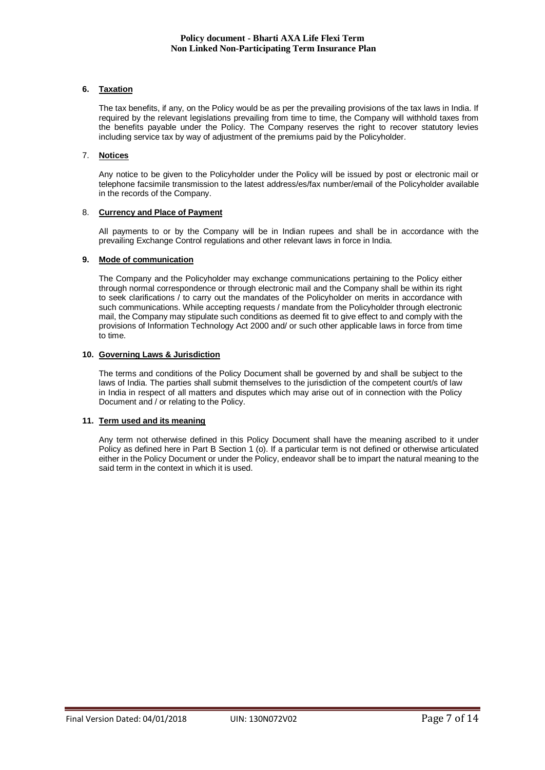## 6. Taxation

The tax benefits, if any, on the Policy would be as per the prevailing provisions of the tax laws in India. If required by the relevant legislations prevailing from time to time, the Company will withhold taxes from the benefits payable under the Policy. The Company reserves the right to recover statutory levies including service tax by way of adjustment of the premiums paid by the Policyholder.

## 7. Notices

Any notice to be given to the Policyholder under the Policy will be issued by post or electronic mail or telephone facsimile transmission to the latest address/es/fax number/email of the Policyholder available in the records of the Company.

## 8. Currency and Place of Payment

All payments to or by the Company will be in Indian rupees and shall be in accordance with the prevailing Exchange Control regulations and other relevant laws in force in India.

## 9. Mode of communication

The Company and the Policyholder may exchange communications pertaining to the Policy either through normal correspondence or through electronic mail and the Company shall be within its right to seek clarifications / to carry out the mandates of the Policyholder on merits in accordance with such communications. While accepting requests / mandate from the Policyholder through electronic mail, the Company may stipulate such conditions as deemed fit to give effect to and comply with the provisions of Information Technology Act 2000 and/ or such other applicable laws in force from time to time.

## 10. Governing Laws & Jurisdiction

The terms and conditions of the Policy Document shall be governed by and shall be subject to the laws of India. The parties shall submit themselves to the jurisdiction of the competent court/s of law in India in respect of all matters and disputes which may arise out of in connection with the Policy Document and / or relating to the Policy.

## 11. Term used and its meaning

Any term not otherwise defined in this Policy Document shall have the meaning ascribed to it under Policy as defined here in Part B Section 1 (o). If a particular term is not defined or otherwise articulated either in the Policy Document or under the Policy, endeavor shall be to impart the natural meaning to the said term in the context in which it is used.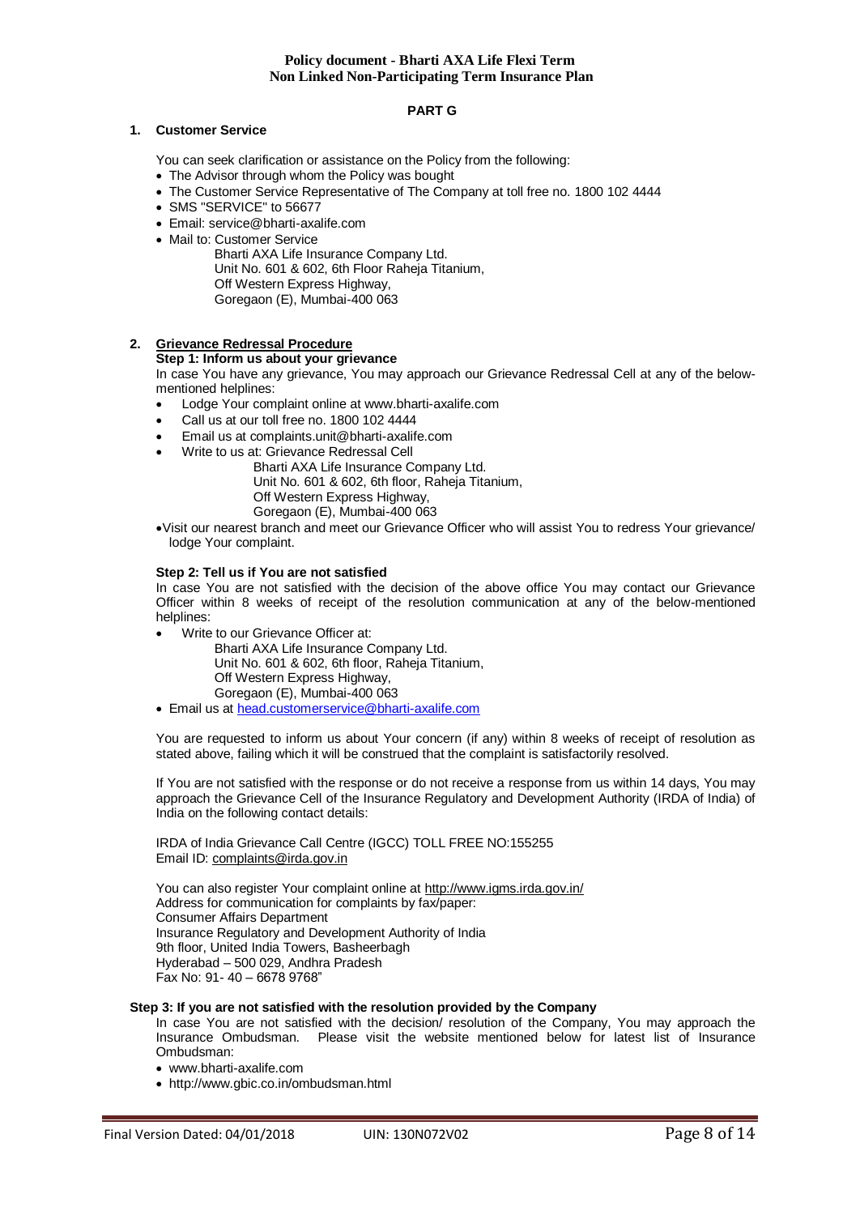## PART G

### 1. Customer Service

You can seek clarification or assistance on the Policy from the following:

- The Advisor through whom the Policy was bought
- The Customer Service Representative of The Company at toll free no. 1800 102 4444
- SMS "SERVICE" to 56677
- Email: service@bharti-axalife.com
- Mail to: Customer Service
  Bharti AXA Life Insurance Company Ltd.
  Unit No. 601 & 602, 6th Floor Raheja Titanium,
  Off Western Express Highway,
  Goregaon (E), Mumbai-400 063

### 2. Grievance Redressal Procedure

**Step 1: Inform us about your grievance**

In case You have any grievance, You may approach our Grievance Redressal Cell at any of the below-mentioned helplines:

- Lodge Your complaint online at www.bharti-axalife.com
- Call us at our toll free no. 1800 102 4444
- Email us at complaints.unit@bharti-axalife.com
- Write to us at: Grievance Redressal Cell
  Bharti AXA Life Insurance Company Ltd.
  Unit No. 601 & 602, 6th floor, Raheja Titanium,
  Off Western Express Highway,
  Goregaon (E), Mumbai-400 063
- Visit our nearest branch and meet our Grievance Officer who will assist You to redress Your grievance/ lodge Your complaint.

**Step 2: Tell us if You are not satisfied**

In case You are not satisfied with the decision of the above office You may contact our Grievance Officer within 8 weeks of receipt of the resolution communication at any of the below-mentioned helplines:

- Write to our Grievance Officer at:
  Bharti AXA Life Insurance Company Ltd.
  Unit No. 601 & 602, 6th floor, Raheja Titanium,
  Off Western Express Highway,
  Goregaon (E), Mumbai-400 063
- Email us at head.customerservice@bharti-axalife.com

You are requested to inform us about Your concern (if any) within 8 weeks of receipt of resolution as stated above, failing which it will be construed that the complaint is satisfactorily resolved.

If You are not satisfied with the response or do not receive a response from us within 14 days, You may approach the Grievance Cell of the Insurance Regulatory and Development Authority (IRDA of India) of India on the following contact details:

IRDA of India Grievance Call Centre (IGCC) TOLL FREE NO:155255
Email ID: complaints@irda.gov.in

You can also register Your complaint online at http://www.igms.irda.gov.in/
Address for communication for complaints by fax/paper:
Consumer Affairs Department
Insurance Regulatory and Development Authority of India
9th floor, United India Towers, Basheerbagh
Hyderabad – 500 029, Andhra Pradesh
Fax No: 91- 40 – 6678 9768"

**Step 3: If you are not satisfied with the resolution provided by the Company**

In case You are not satisfied with the decision/ resolution of the Company, You may approach the Insurance Ombudsman. Please visit the website mentioned below for latest list of Insurance Ombudsman:

- www.bharti-axalife.com
- http://www.gbic.co.in/ombudsman.html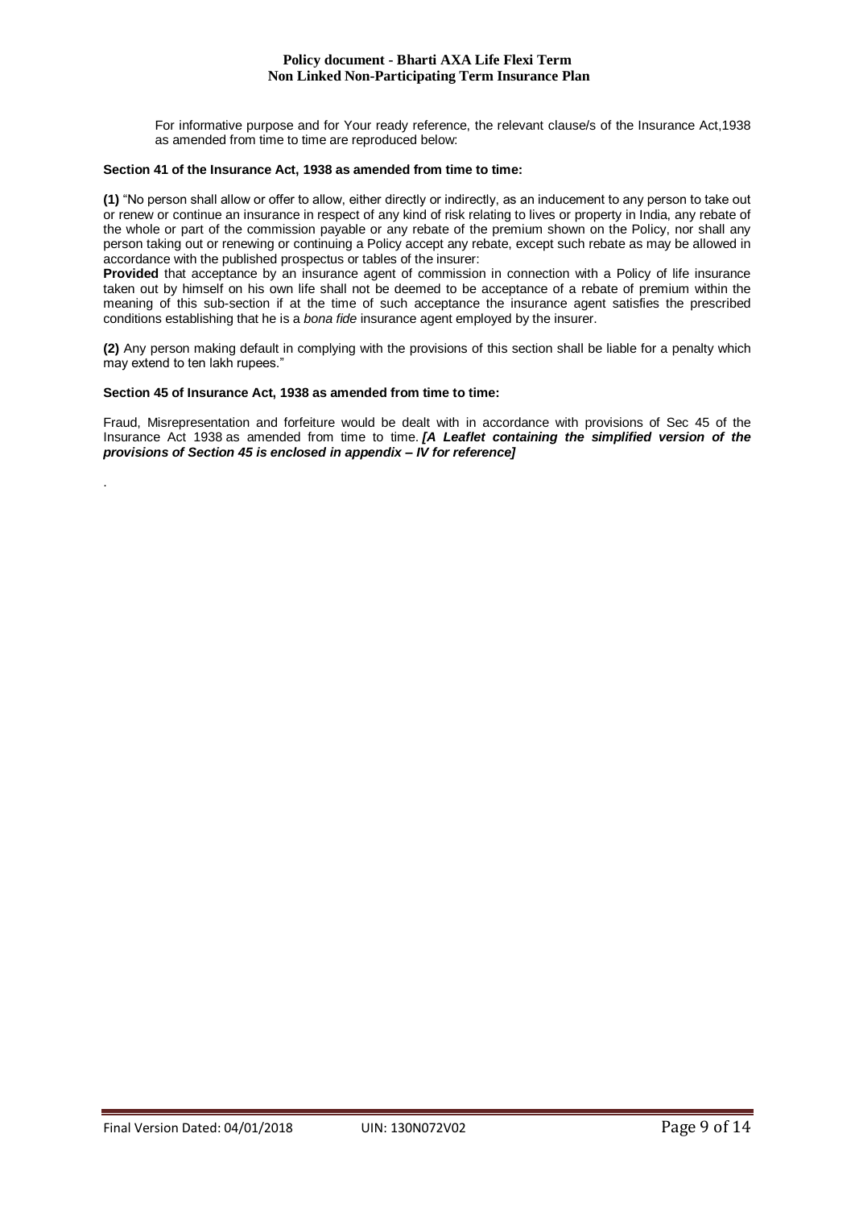For informative purpose and for Your ready reference, the relevant clause/s of the Insurance Act,1938 as amended from time to time are reproduced below:

**Section 41 of the Insurance Act, 1938 as amended from time to time:**

**(1)** "No person shall allow or offer to allow, either directly or indirectly, as an inducement to any person to take out or renew or continue an insurance in respect of any kind of risk relating to lives or property in India, any rebate of the whole or part of the commission payable or any rebate of the premium shown on the Policy, nor shall any person taking out or renewing or continuing a Policy accept any rebate, except such rebate as may be allowed in accordance with the published prospectus or tables of the insurer:

**Provided** that acceptance by an insurance agent of commission in connection with a Policy of life insurance taken out by himself on his own life shall not be deemed to be acceptance of a rebate of premium within the meaning of this sub-section if at the time of such acceptance the insurance agent satisfies the prescribed conditions establishing that he is a *bona fide* insurance agent employed by the insurer.

**(2)** Any person making default in complying with the provisions of this section shall be liable for a penalty which may extend to ten lakh rupees."

**Section 45 of Insurance Act, 1938 as amended from time to time:**

Fraud, Misrepresentation and forfeiture would be dealt with in accordance with provisions of Sec 45 of the Insurance Act 1938 as amended from time to time. ***[A Leaflet containing the simplified version of the provisions of Section 45 is enclosed in appendix – IV for reference]***

.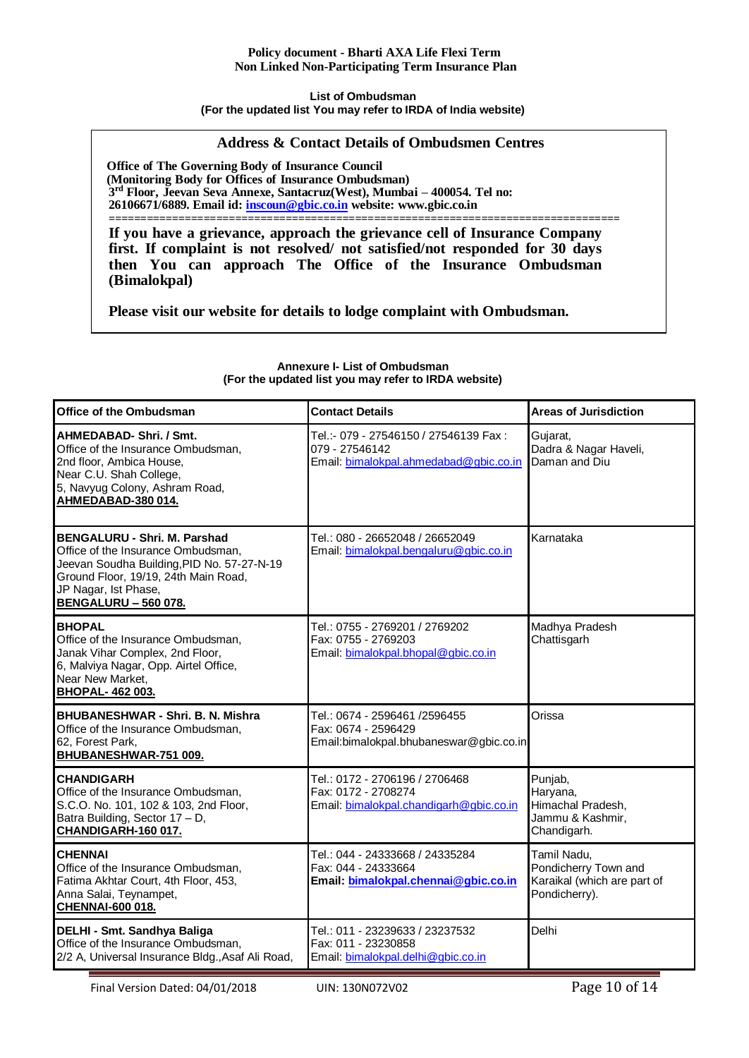**List of Ombudsman**
**(For the updated list You may refer to IRDA of India website)**

## Address & Contact Details of Ombudsmen Centres

**Office of The Governing Body of Insurance Council**
**(Monitoring Body for Offices of Insurance Ombudsman)**
**3rd Floor, Jeevan Seva Annexe, Santacruz(West), Mumbai – 400054. Tel no: 26106671/6889. Email id: inscoun@gbic.co.in website: www.gbic.co.in**

============================================================================

**If you have a grievance, approach the grievance cell of Insurance Company first. If complaint is not resolved/ not satisfied/not responded for 30 days then You can approach The Office of the Insurance Ombudsman (Bimalokpal)**

**Please visit our website for details to lodge complaint with Ombudsman.**

**Annexure I- List of Ombudsman**
**(For the updated list you may refer to IRDA website)**

| Office of the Ombudsman | Contact Details | Areas of Jurisdiction |
|---|---|---|
| **AHMEDABAD- Shri. / Smt.** Office of the Insurance Ombudsman, 2nd floor, Ambica House, Near C.U. Shah College, 5, Navyug Colony, Ashram Road, **AHMEDABAD-380 014.** | Tel.:- 079 - 27546150 / 27546139 Fax : 079 - 27546142 Email: bimalokpal.ahmedabad@gbic.co.in | Gujarat, Dadra & Nagar Haveli, Daman and Diu |
| **BENGALURU - Shri. M. Parshad** Office of the Insurance Ombudsman, Jeevan Soudha Building,PID No. 57-27-N-19 Ground Floor, 19/19, 24th Main Road, JP Nagar, Ist Phase, **BENGALURU – 560 078.** | Tel.: 080 - 26652048 / 26652049 Email: bimalokpal.bengaluru@gbic.co.in | Karnataka |
| **BHOPAL** Office of the Insurance Ombudsman, Janak Vihar Complex, 2nd Floor, 6, Malviya Nagar, Opp. Airtel Office, Near New Market, **BHOPAL- 462 003.** | Tel.: 0755 - 2769201 / 2769202 Fax: 0755 - 2769203 Email: bimalokpal.bhopal@gbic.co.in | Madhya Pradesh Chattisgarh |
| **BHUBANESHWAR - Shri. B. N. Mishra** Office of the Insurance Ombudsman, 62, Forest Park, **BHUBANESHWAR-751 009.** | Tel.: 0674 - 2596461 /2596455 Fax: 0674 - 2596429 Email:bimalokpal.bhubaneswar@gbic.co.in | Orissa |
| **CHANDIGARH** Office of the Insurance Ombudsman, S.C.O. No. 101, 102 & 103, 2nd Floor, Batra Building, Sector 17 – D, **CHANDIGARH-160 017.** | Tel.: 0172 - 2706196 / 2706468 Fax: 0172 - 2708274 Email: bimalokpal.chandigarh@gbic.co.in | Punjab, Haryana, Himachal Pradesh, Jammu & Kashmir, Chandigarh. |
| **CHENNAI** Office of the Insurance Ombudsman, Fatima Akhtar Court, 4th Floor, 453, Anna Salai, Teynampet, **CHENNAI-600 018.** | Tel.: 044 - 24333668 / 24335284 Fax: 044 - 24333664 **Email: bimalokpal.chennai@gbic.co.in** | Tamil Nadu, Pondicherry Town and Karaikal (which are part of Pondicherry). |
| **DELHI - Smt. Sandhya Baliga** Office of the Insurance Ombudsman, 2/2 A, Universal Insurance Bldg.,Asaf Ali Road, | Tel.: 011 - 23239633 / 23237532 Fax: 011 - 23230858 Email: bimalokpal.delhi@gbic.co.in | Delhi |

Final Version Dated: 04/01/2018 UIN: 130N072V02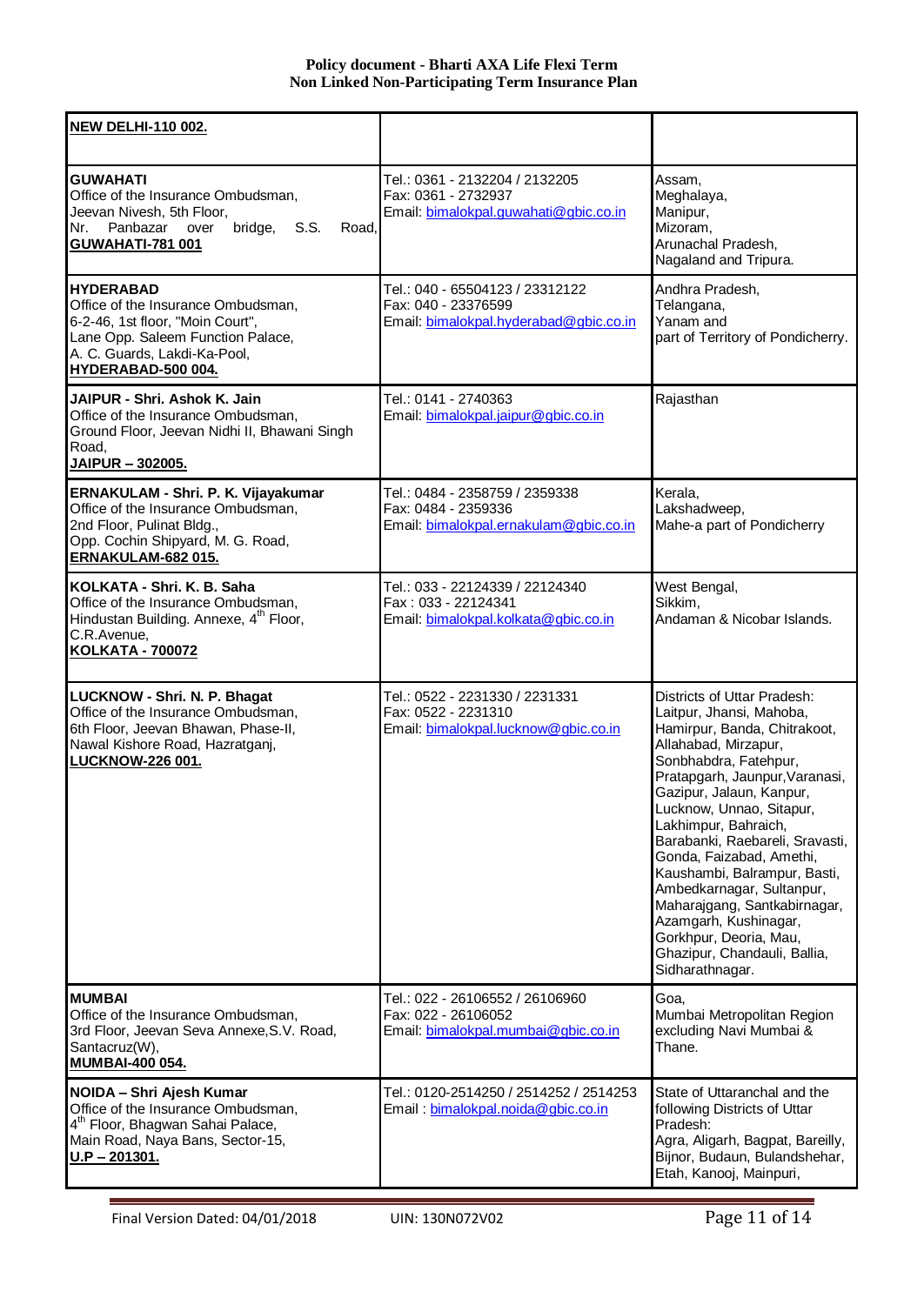| | | |
|---|---|---|
| **NEW DELHI-110 002.** | | |
| **GUWAHATI**<br>Office of the Insurance Ombudsman,<br>Jeevan Nivesh, 5th Floor,<br>Nr. Panbazar over bridge, S.S. Road,<br>**GUWAHATI-781 001** | Tel.: 0361 - 2132204 / 2132205<br>Fax: 0361 - 2732937<br>Email: bimalokpal.guwahati@gbic.co.in | Assam,<br>Meghalaya,<br>Manipur,<br>Mizoram,<br>Arunachal Pradesh,<br>Nagaland and Tripura. |
| **HYDERABAD**<br>Office of the Insurance Ombudsman,<br>6-2-46, 1st floor, "Moin Court",<br>Lane Opp. Saleem Function Palace,<br>A. C. Guards, Lakdi-Ka-Pool,<br>**HYDERABAD-500 004.** | Tel.: 040 - 65504123 / 23312122<br>Fax: 040 - 23376599<br>Email: bimalokpal.hyderabad@gbic.co.in | Andhra Pradesh,<br>Telangana,<br>Yanam and<br>part of Territory of Pondicherry. |
| **JAIPUR - Shri. Ashok K. Jain**<br>Office of the Insurance Ombudsman,<br>Ground Floor, Jeevan Nidhi II, Bhawani Singh Road,<br>**JAIPUR – 302005.** | Tel.: 0141 - 2740363<br>Email: bimalokpal.jaipur@gbic.co.in | Rajasthan |
| **ERNAKULAM - Shri. P. K. Vijayakumar**<br>Office of the Insurance Ombudsman,<br>2nd Floor, Pulinat Bldg.,<br>Opp. Cochin Shipyard, M. G. Road,<br>**ERNAKULAM-682 015.** | Tel.: 0484 - 2358759 / 2359338<br>Fax: 0484 - 2359336<br>Email: bimalokpal.ernakulam@gbic.co.in | Kerala,<br>Lakshadweep,<br>Mahe-a part of Pondicherry |
| **KOLKATA - Shri. K. B. Saha**<br>Office of the Insurance Ombudsman,<br>Hindustan Building. Annexe, 4th Floor,<br>C.R.Avenue,<br>**KOLKATA - 700072** | Tel.: 033 - 22124339 / 22124340<br>Fax : 033 - 22124341<br>Email: bimalokpal.kolkata@gbic.co.in | West Bengal,<br>Sikkim,<br>Andaman & Nicobar Islands. |
| **LUCKNOW - Shri. N. P. Bhagat**<br>Office of the Insurance Ombudsman,<br>6th Floor, Jeevan Bhawan, Phase-II,<br>Nawal Kishore Road, Hazratganj,<br>**LUCKNOW-226 001.** | Tel.: 0522 - 2231330 / 2231331<br>Fax: 0522 - 2231310<br>Email: bimalokpal.lucknow@gbic.co.in | Districts of Uttar Pradesh:<br>Laitpur, Jhansi, Mahoba, Hamirpur, Banda, Chitrakoot, Allahabad, Mirzapur, Sonbhabdra, Fatehpur, Pratapgarh, Jaunpur,Varanasi, Gazipur, Jalaun, Kanpur, Lucknow, Unnao, Sitapur, Lakhimpur, Bahraich, Barabanki, Raebareli, Sravasti, Gonda, Faizabad, Amethi, Kaushambi, Balrampur, Basti, Ambedkarnagar, Sultanpur, Maharajgang, Santkabirnagar, Azamgarh, Kushinagar, Gorkhpur, Deoria, Mau, Ghazipur, Chandauli, Ballia, Sidharathnagar. |
| **MUMBAI**<br>Office of the Insurance Ombudsman,<br>3rd Floor, Jeevan Seva Annexe,S.V. Road,<br>Santacruz(W),<br>**MUMBAI-400 054.** | Tel.: 022 - 26106552 / 26106960<br>Fax: 022 - 26106052<br>Email: bimalokpal.mumbai@gbic.co.in | Goa,<br>Mumbai Metropolitan Region excluding Navi Mumbai & Thane. |
| **NOIDA – Shri Ajesh Kumar**<br>Office of the Insurance Ombudsman,<br>4th Floor, Bhagwan Sahai Palace,<br>Main Road, Naya Bans, Sector-15,<br>**U.P – 201301.** | Tel.: 0120-2514250 / 2514252 / 2514253<br>Email : bimalokpal.noida@gbic.co.in | State of Uttaranchal and the following Districts of Uttar Pradesh:<br>Agra, Aligarh, Bagpat, Bareilly, Bijnor, Budaun, Bulandshehar, Etah, Kanooj, Mainpuri, |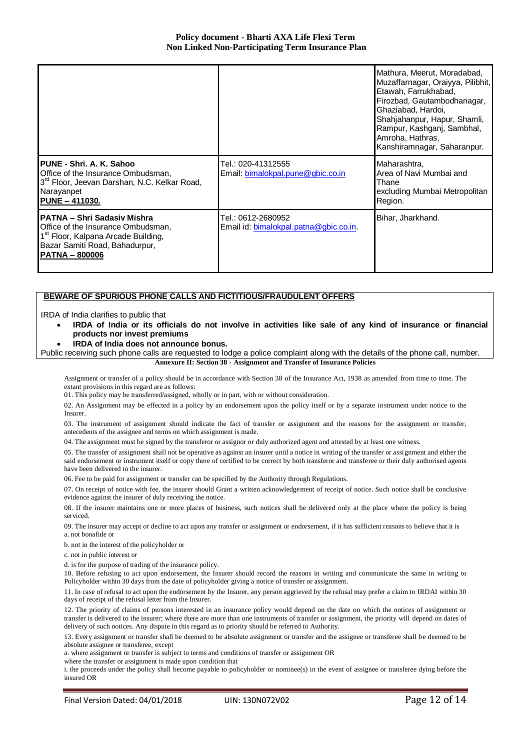|  |  | Mathura, Meerut, Moradabad, Muzaffarnagar, Oraiyya, Pilibhit, Etawah, Farrukhabad, Firozbad, Gautambodhanagar, Ghaziabad, Hardoi, Shahjahanpur, Hapur, Shamli, Rampur, Kashganj, Sambhal, Amroha, Hathras, Kanshiramnagar, Saharanpur. |
|---|---|---|
| **PUNE - Shri. A. K. Sahoo**<br>Office of the Insurance Ombudsman,<br>3rd Floor, Jeevan Darshan, N.C. Kelkar Road, Narayanpet<br>**PUNE – 411030.** | Tel.: 020-41312555<br>Email: bimalokpal.pune@gbic.co.in | Maharashtra,<br>Area of Navi Mumbai and Thane<br>excluding Mumbai Metropolitan Region. |
| **PATNA – Shri Sadasiv Mishra**<br>Office of the Insurance Ombudsman,<br>1st Floor, Kalpana Arcade Building,<br>Bazar Samiti Road, Bahadurpur,<br>**PATNA – 800006** | Tel.: 0612-2680952<br>Email id: bimalokpal.patna@gbic.co.in. | Bihar, Jharkhand. |

**BEWARE OF SPURIOUS PHONE CALLS AND FICTITIOUS/FRAUDULENT OFFERS**

IRDA of India clarifies to public that

- **IRDA of India or its officials do not involve in activities like sale of any kind of insurance or financial products nor invest premiums**
- **IRDA of India does not announce bonus.**

Public receiving such phone calls are requested to lodge a police complaint along with the details of the phone call, number.

**Annexure II: Section 38 - Assignment and Transfer of Insurance Policies**

Assignment or transfer of a policy should be in accordance with Section 38 of the Insurance Act, 1938 as amended from time to time. The extant provisions in this regard are as follows:

01. This policy may be transferred/assigned, wholly or in part, with or without consideration.

02. An Assignment may be effected in a policy by an endorsement upon the policy itself or by a separate instrument under notice to the Insurer.

03. The instrument of assignment should indicate the fact of transfer or assignment and the reasons for the assignment or transfer, antecedents of the assignee and terms on which assignment is made.

04. The assignment must be signed by the transferor or assignor or duly authorized agent and attested by at least one witness.

05. The transfer of assignment shall not be operative as against an insurer until a notice in writing of the transfer or assignment and either the said endorsement or instrument itself or copy there of certified to be correct by both transferor and transferee or their duly authorised agents have been delivered to the insurer.

06. Fee to be paid for assignment or transfer can be specified by the Authority through Regulations.

07. On receipt of notice with fee, the insurer should Grant a written acknowledgement of receipt of notice. Such notice shall be conclusive evidence against the insurer of duly receiving the notice.

08. If the insurer maintains one or more places of business, such notices shall be delivered only at the place where the policy is being serviced.

09. The insurer may accept or decline to act upon any transfer or assignment or endorsement, if it has sufficient reasons to believe that it is

a. not bonafide or

b. not in the interest of the policyholder or

c. not in public interest or

d. is for the purpose of trading of the insurance policy.

10. Before refusing to act upon endorsement, the Insurer should record the reasons in writing and communicate the same in writing to Policyholder within 30 days from the date of policyholder giving a notice of transfer or assignment.

11. In case of refusal to act upon the endorsement by the Insurer, any person aggrieved by the refusal may prefer a claim to IRDAI within 30 days of receipt of the refusal letter from the Insurer.

12. The priority of claims of persons interested in an insurance policy would depend on the date on which the notices of assignment or transfer is delivered to the insurer; where there are more than one instruments of transfer or assignment, the priority will depend on dates of delivery of such notices. Any dispute in this regard as to priority should be referred to Authority.

13. Every assignment or transfer shall be deemed to be absolute assignment or transfer and the assignee or transferee shall be deemed to be absolute assignee or transferee, except

a. where assignment or transfer is subject to terms and conditions of transfer or assignment OR

where the transfer or assignment is made upon condition that

i. the proceeds under the policy shall become payable to policyholder or nominee(s) in the event of assignee or transferee dying before the insured OR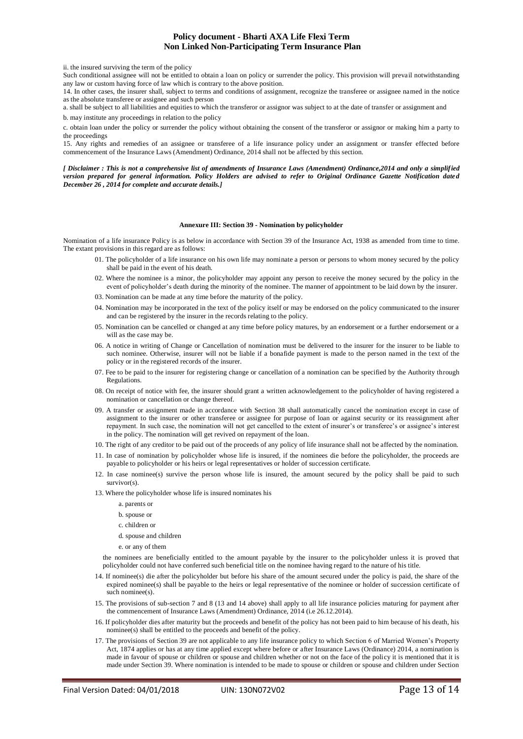ii. the insured surviving the term of the policy

Such conditional assignee will not be entitled to obtain a loan on policy or surrender the policy. This provision will prevail notwithstanding any law or custom having force of law which is contrary to the above position.

14. In other cases, the insurer shall, subject to terms and conditions of assignment, recognize the transferee or assignee named in the notice as the absolute transferee or assignee and such person

a. shall be subject to all liabilities and equities to which the transferor or assignor was subject to at the date of transfer or assignment and

b. may institute any proceedings in relation to the policy

c. obtain loan under the policy or surrender the policy without obtaining the consent of the transferor or assignor or making him a party to the proceedings

15. Any rights and remedies of an assignee or transferee of a life insurance policy under an assignment or transfer effected before commencement of the Insurance Laws (Amendment) Ordinance, 2014 shall not be affected by this section.

***[ Disclaimer : This is not a comprehensive list of amendments of Insurance Laws (Amendment) Ordinance,2014 and only a simplified version prepared for general information. Policy Holders are advised to refer to Original Ordinance Gazette Notification dated December 26 , 2014 for complete and accurate details.]***

### Annexure III: Section 39 - Nomination by policyholder

Nomination of a life insurance Policy is as below in accordance with Section 39 of the Insurance Act, 1938 as amended from time to time. The extant provisions in this regard are as follows:

01. The policyholder of a life insurance on his own life may nominate a person or persons to whom money secured by the policy shall be paid in the event of his death.
02. Where the nominee is a minor, the policyholder may appoint any person to receive the money secured by the policy in the event of policyholder's death during the minority of the nominee. The manner of appointment to be laid down by the insurer.
03. Nomination can be made at any time before the maturity of the policy.
04. Nomination may be incorporated in the text of the policy itself or may be endorsed on the policy communicated to the insurer and can be registered by the insurer in the records relating to the policy.
05. Nomination can be cancelled or changed at any time before policy matures, by an endorsement or a further endorsement or a will as the case may be.
06. A notice in writing of Change or Cancellation of nomination must be delivered to the insurer for the insurer to be liable to such nominee. Otherwise, insurer will not be liable if a bonafide payment is made to the person named in the text of the policy or in the registered records of the insurer.
07. Fee to be paid to the insurer for registering change or cancellation of a nomination can be specified by the Authority through Regulations.
08. On receipt of notice with fee, the insurer should grant a written acknowledgement to the policyholder of having registered a nomination or cancellation or change thereof.
09. A transfer or assignment made in accordance with Section 38 shall automatically cancel the nomination except in case of assignment to the insurer or other transferee or assignee for purpose of loan or against security or its reassignment after repayment. In such case, the nomination will not get cancelled to the extent of insurer's or transferee's or assignee's interest in the policy. The nomination will get revived on repayment of the loan.
10. The right of any creditor to be paid out of the proceeds of any policy of life insurance shall not be affected by the nomination.
11. In case of nomination by policyholder whose life is insured, if the nominees die before the policyholder, the proceeds are payable to policyholder or his heirs or legal representatives or holder of succession certificate.
12. In case nominee(s) survive the person whose life is insured, the amount secured by the policy shall be paid to such survivor(s).
13. Where the policyholder whose life is insured nominates his
    a. parents or
    b. spouse or
    c. children or
    d. spouse and children
    e. or any of them

    the nominees are beneficially entitled to the amount payable by the insurer to the policyholder unless it is proved that policyholder could not have conferred such beneficial title on the nominee having regard to the nature of his title.
14. If nominee(s) die after the policyholder but before his share of the amount secured under the policy is paid, the share of the expired nominee(s) shall be payable to the heirs or legal representative of the nominee or holder of succession certificate of such nominee(s).
15. The provisions of sub-section 7 and 8 (13 and 14 above) shall apply to all life insurance policies maturing for payment after the commencement of Insurance Laws (Amendment) Ordinance, 2014 (i.e 26.12.2014).
16. If policyholder dies after maturity but the proceeds and benefit of the policy has not been paid to him because of his death, his nominee(s) shall be entitled to the proceeds and benefit of the policy.
17. The provisions of Section 39 are not applicable to any life insurance policy to which Section 6 of Married Women's Property Act, 1874 applies or has at any time applied except where before or after Insurance Laws (Ordinance) 2014, a nomination is made in favour of spouse or children or spouse and children whether or not on the face of the policy it is mentioned that it is made under Section 39. Where nomination is intended to be made to spouse or children or spouse and children under Section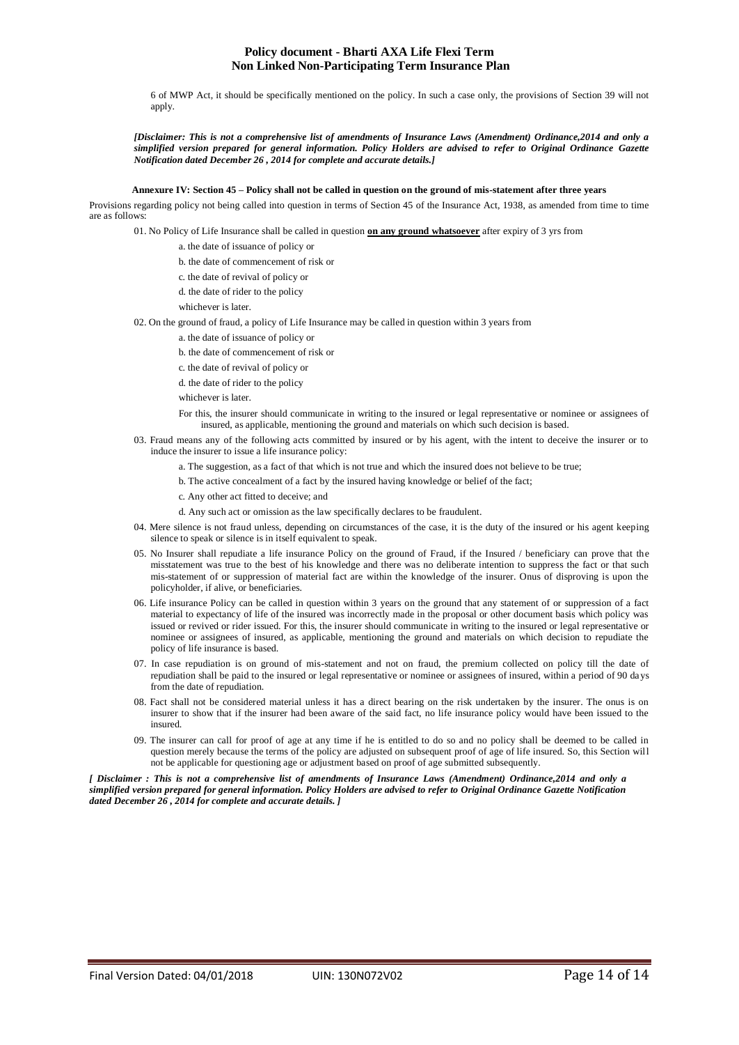6 of MWP Act, it should be specifically mentioned on the policy. In such a case only, the provisions of Section 39 will not apply.

***[Disclaimer: This is not a comprehensive list of amendments of Insurance Laws (Amendment) Ordinance,2014 and only a simplified version prepared for general information. Policy Holders are advised to refer to Original Ordinance Gazette Notification dated December 26 , 2014 for complete and accurate details.]***

**Annexure IV: Section 45 – Policy shall not be called in question on the ground of mis-statement after three years**

Provisions regarding policy not being called into question in terms of Section 45 of the Insurance Act, 1938, as amended from time to time are as follows:

01. No Policy of Life Insurance shall be called in question **on any ground whatsoever** after expiry of 3 yrs from
    - a. the date of issuance of policy or
    - b. the date of commencement of risk or
    - c. the date of revival of policy or
    - d. the date of rider to the policy

    whichever is later.

02. On the ground of fraud, a policy of Life Insurance may be called in question within 3 years from
    - a. the date of issuance of policy or
    - b. the date of commencement of risk or
    - c. the date of revival of policy or
    - d. the date of rider to the policy

    whichever is later.

    For this, the insurer should communicate in writing to the insured or legal representative or nominee or assignees of insured, as applicable, mentioning the ground and materials on which such decision is based.

03. Fraud means any of the following acts committed by insured or by his agent, with the intent to deceive the insurer or to induce the insurer to issue a life insurance policy:
    - a. The suggestion, as a fact of that which is not true and which the insured does not believe to be true;
    - b. The active concealment of a fact by the insured having knowledge or belief of the fact;
    - c. Any other act fitted to deceive; and
    - d. Any such act or omission as the law specifically declares to be fraudulent.

04. Mere silence is not fraud unless, depending on circumstances of the case, it is the duty of the insured or his agent keeping silence to speak or silence is in itself equivalent to speak.

05. No Insurer shall repudiate a life insurance Policy on the ground of Fraud, if the Insured / beneficiary can prove that the misstatement was true to the best of his knowledge and there was no deliberate intention to suppress the fact or that such mis-statement of or suppression of material fact are within the knowledge of the insurer. Onus of disproving is upon the policyholder, if alive, or beneficiaries.

06. Life insurance Policy can be called in question within 3 years on the ground that any statement of or suppression of a fact material to expectancy of life of the insured was incorrectly made in the proposal or other document basis which policy was issued or revived or rider issued. For this, the insurer should communicate in writing to the insured or legal representative or nominee or assignees of insured, as applicable, mentioning the ground and materials on which decision to repudiate the policy of life insurance is based.

07. In case repudiation is on ground of mis-statement and not on fraud, the premium collected on policy till the date of repudiation shall be paid to the insured or legal representative or nominee or assignees of insured, within a period of 90 days from the date of repudiation.

08. Fact shall not be considered material unless it has a direct bearing on the risk undertaken by the insurer. The onus is on insurer to show that if the insurer had been aware of the said fact, no life insurance policy would have been issued to the insured.

09. The insurer can call for proof of age at any time if he is entitled to do so and no policy shall be deemed to be called in question merely because the terms of the policy are adjusted on subsequent proof of age of life insured. So, this Section will not be applicable for questioning age or adjustment based on proof of age submitted subsequently.

***[ Disclaimer : This is not a comprehensive list of amendments of Insurance Laws (Amendment) Ordinance,2014 and only a simplified version prepared for general information. Policy Holders are advised to refer to Original Ordinance Gazette Notification dated December 26 , 2014 for complete and accurate details. ]***